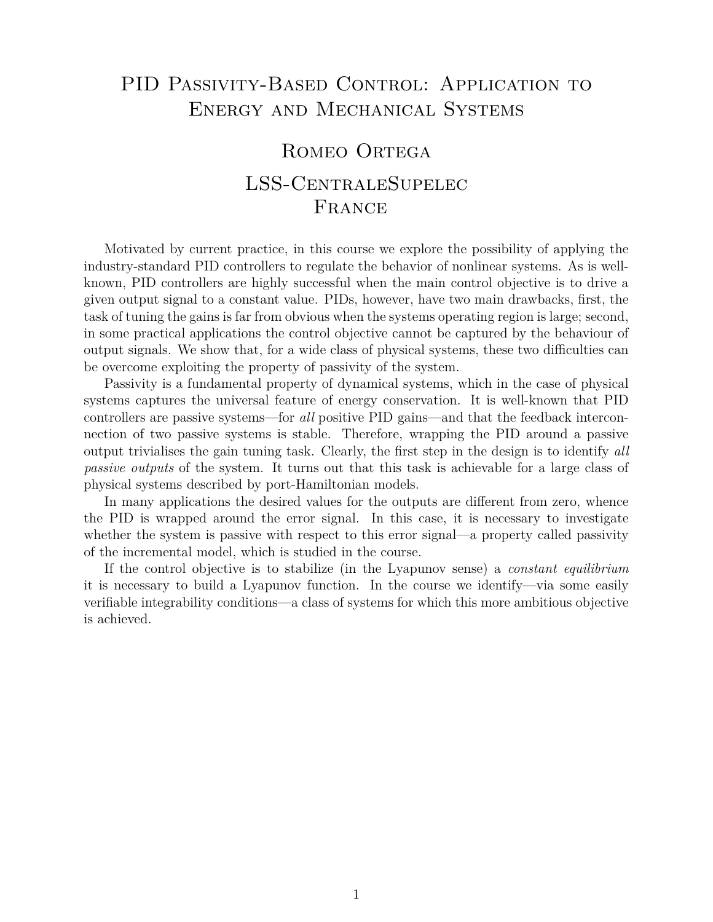# PID Passivity-Based Control: Application to Energy and Mechanical Systems

## Romeo Ortega

## LSS-CentraleSupelec
## France

Motivated by current practice, in this course we explore the possibility of applying the industry-standard PID controllers to regulate the behavior of nonlinear systems. As is well-known, PID controllers are highly successful when the main control objective is to drive a given output signal to a constant value. PIDs, however, have two main drawbacks, first, the task of tuning the gains is far from obvious when the systems operating region is large; second, in some practical applications the control objective cannot be captured by the behaviour of output signals. We show that, for a wide class of physical systems, these two difficulties can be overcome exploiting the property of passivity of the system.

Passivity is a fundamental property of dynamical systems, which in the case of physical systems captures the universal feature of energy conservation. It is well-known that PID controllers are passive systems—for *all* positive PID gains—and that the feedback interconnection of two passive systems is stable. Therefore, wrapping the PID around a passive output trivialises the gain tuning task. Clearly, the first step in the design is to identify *all passive outputs* of the system. It turns out that this task is achievable for a large class of physical systems described by port-Hamiltonian models.

In many applications the desired values for the outputs are different from zero, whence the PID is wrapped around the error signal. In this case, it is necessary to investigate whether the system is passive with respect to this error signal—a property called passivity of the incremental model, which is studied in the course.

If the control objective is to stabilize (in the Lyapunov sense) a *constant equilibrium* it is necessary to build a Lyapunov function. In the course we identify—via some easily verifiable integrability conditions—a class of systems for which this more ambitious objective is achieved.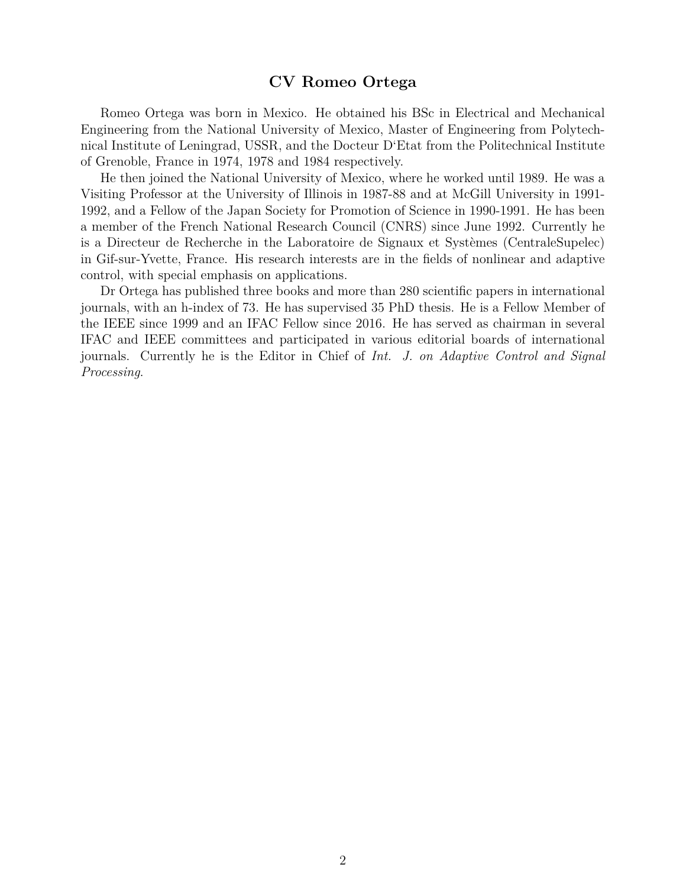## CV Romeo Ortega

Romeo Ortega was born in Mexico. He obtained his BSc in Electrical and Mechanical Engineering from the National University of Mexico, Master of Engineering from Polytechnical Institute of Leningrad, USSR, and the Docteur D'Etat from the Politechnical Institute of Grenoble, France in 1974, 1978 and 1984 respectively.

He then joined the National University of Mexico, where he worked until 1989. He was a Visiting Professor at the University of Illinois in 1987-88 and at McGill University in 1991-1992, and a Fellow of the Japan Society for Promotion of Science in 1990-1991. He has been a member of the French National Research Council (CNRS) since June 1992. Currently he is a Directeur de Recherche in the Laboratoire de Signaux et Systèmes (CentraleSupelec) in Gif-sur-Yvette, France. His research interests are in the fields of nonlinear and adaptive control, with special emphasis on applications.

Dr Ortega has published three books and more than 280 scientific papers in international journals, with an h-index of 73. He has supervised 35 PhD thesis. He is a Fellow Member of the IEEE since 1999 and an IFAC Fellow since 2016. He has served as chairman in several IFAC and IEEE committees and participated in various editorial boards of international journals. Currently he is the Editor in Chief of *Int. J. on Adaptive Control and Signal Processing*.